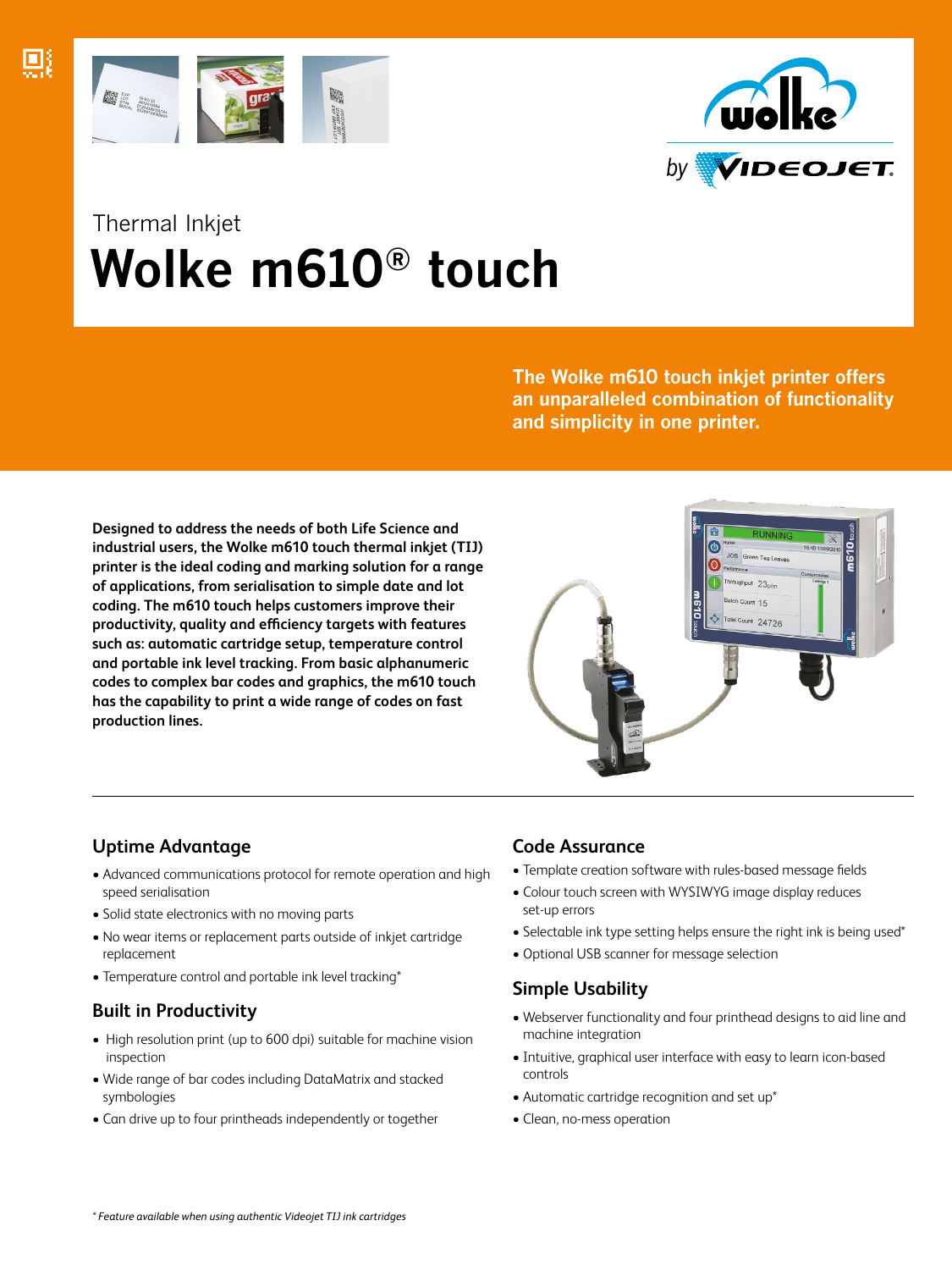Thermal Inkjet

# Wolke m610® touch

**The Wolke m610 touch inkjet printer offers an unparalleled combination of functionality and simplicity in one printer.**

**Designed to address the needs of both Life Science and industrial users, the Wolke m610 touch thermal inkjet (TIJ) printer is the ideal coding and marking solution for a range of applications, from serialisation to simple date and lot coding. The m610 touch helps customers improve their productivity, quality and efficiency targets with features such as: automatic cartridge setup, temperature control and portable ink level tracking. From basic alphanumeric codes to complex bar codes and graphics, the m610 touch has the capability to print a wide range of codes on fast production lines.**

## Uptime Advantage

- Advanced communications protocol for remote operation and high speed serialisation
- Solid state electronics with no moving parts
- No wear items or replacement parts outside of inkjet cartridge replacement
- Temperature control and portable ink level tracking*

## Built in Productivity

- High resolution print (up to 600 dpi) suitable for machine vision inspection
- Wide range of bar codes including DataMatrix and stacked symbologies
- Can drive up to four printheads independently or together

## Code Assurance

- Template creation software with rules-based message fields
- Colour touch screen with WYSIWYG image display reduces set-up errors
- Selectable ink type setting helps ensure the right ink is being used*
- Optional USB scanner for message selection

## Simple Usability

- Webserver functionality and four printhead designs to aid line and machine integration
- Intuitive, graphical user interface with easy to learn icon-based controls
- Automatic cartridge recognition and set up*
- Clean, no-mess operation

*\* Feature available when using authentic Videojet TIJ ink cartridges*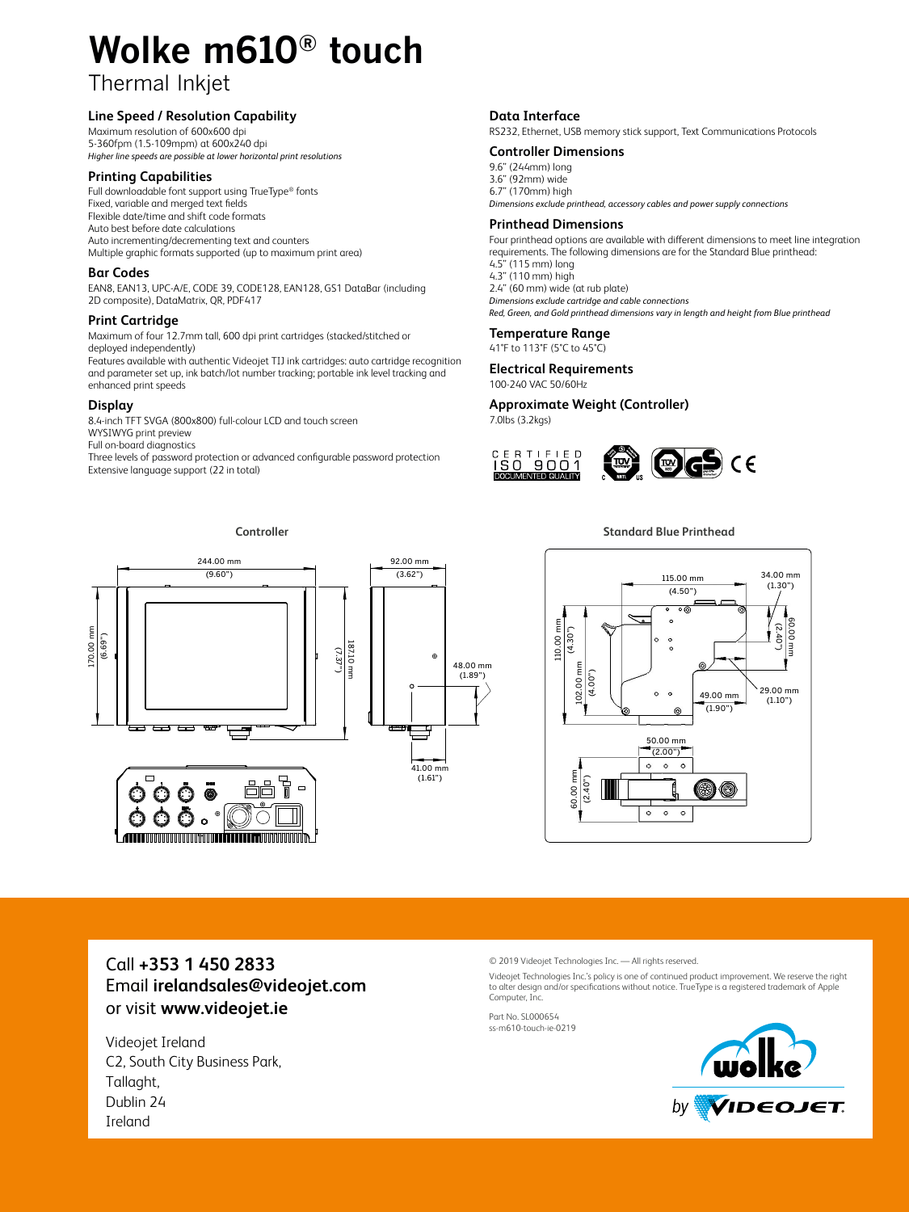# Wolke m610® touch

Thermal Inkjet

### Line Speed / Resolution Capability

Maximum resolution of 600x600 dpi
5-360fpm (1.5-109mpm) at 600x240 dpi
*Higher line speeds are possible at lower horizontal print resolutions*

### Printing Capabilities

Full downloadable font support using TrueType® fonts
Fixed, variable and merged text fields
Flexible date/time and shift code formats
Auto best before date calculations
Auto incrementing/decrementing text and counters
Multiple graphic formats supported (up to maximum print area)

### Bar Codes

EAN8, EAN13, UPC-A/E, CODE 39, CODE128, EAN128, GS1 DataBar (including 2D composite), DataMatrix, QR, PDF417

### Print Cartridge

Maximum of four 12.7mm tall, 600 dpi print cartridges (stacked/stitched or deployed independently)
Features available with authentic Videojet TIJ ink cartridges: auto cartridge recognition and parameter set up, ink batch/lot number tracking; portable ink level tracking and enhanced print speeds

### Display

8.4-inch TFT SVGA (800x800) full-colour LCD and touch screen
WYSIWYG print preview
Full on-board diagnostics
Three levels of password protection or advanced configurable password protection
Extensive language support (22 in total)

### Data Interface

RS232, Ethernet, USB memory stick support, Text Communications Protocols

### Controller Dimensions

9.6" (244mm) long
3.6" (92mm) wide
6.7" (170mm) high
*Dimensions exclude printhead, accessory cables and power supply connections*

### Printhead Dimensions

Four printhead options are available with different dimensions to meet line integration requirements. The following dimensions are for the Standard Blue printhead:
4.5" (115 mm) long
4.3" (110 mm) high
2.4" (60 mm) wide (at rub plate)
*Dimensions exclude cartridge and cable connections*
*Red, Green, and Gold printhead dimensions vary in length and height from Blue printhead*

### Temperature Range

41°F to 113°F (5°C to 45°C)

### Electrical Requirements

100-240 VAC 50/60Hz

### Approximate Weight (Controller)

7.0lbs (3.2kgs)

CERTIFIED ISO 9001 DOCUMENTED QUALITY

**Controller**

244.00 mm (9.60")
92.00 mm (3.62")
170.00 mm (6.69")
187.10 mm (7.37")
48.00 mm (1.89")
41.00 mm (1.61")

**Standard Blue Printhead**

115.00 mm (4.50")
34.00 mm (1.30")
60.00 mm (2.40")
110.00 mm (4.30")
102.00 mm (4.00")
49.00 mm (1.90")
29.00 mm (1.10")
50.00 mm (2.00")
60.00 mm (2.40")

Call **+353 1 450 2833**
Email **irelandsales@videojet.com**
or visit **www.videojet.ie**

Videojet Ireland
C2, South City Business Park,
Tallaght,
Dublin 24
Ireland

© 2019 Videojet Technologies Inc. — All rights reserved.

Videojet Technologies Inc.'s policy is one of continued product improvement. We reserve the right to alter design and/or specifications without notice. TrueType is a registered trademark of Apple Computer, Inc.

Part No. SL000654
ss-m610-touch-ie-0219

wolke by VIDEOJET